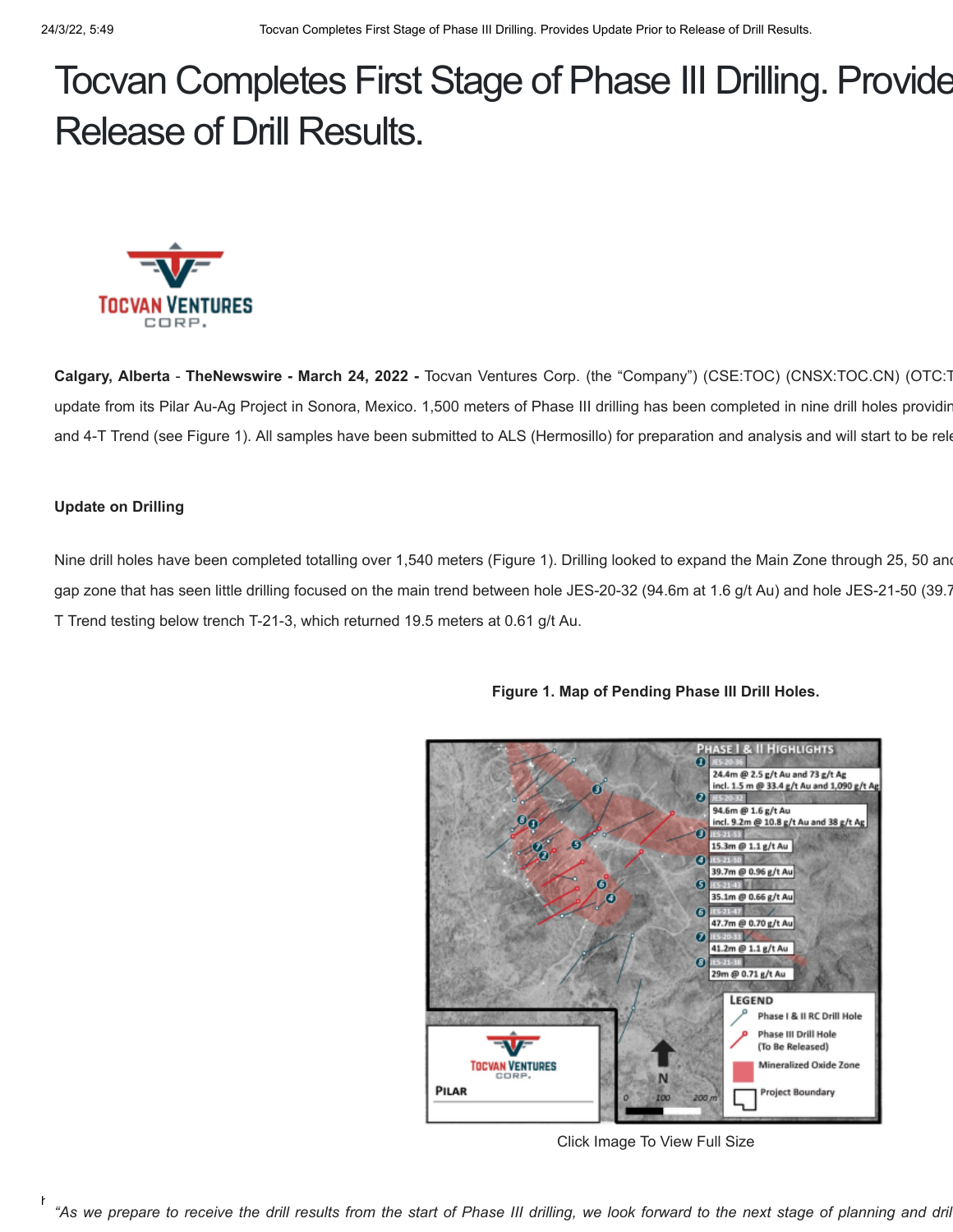# Tocvan Completes First Stage of Phase III Drilling. Provide Release of Drill Results.

**Calgary, Alberta** - **TheNewswire - March 24, 2022 -** Tocvan Ventures Corp. (the "Company") (CSE:TOC) (CNSX:TOC.CN) (OTC:T update from its Pilar Au-Ag Project in Sonora, Mexico. 1,500 meters of Phase III drilling has been completed in nine drill holes providin and 4-T Trend (see Figure 1). All samples have been submitted to ALS (Hermosillo) for preparation and analysis and will start to be rele

**Update on Drilling**

Nine drill holes have been completed totalling over 1,540 meters (Figure 1). Drilling looked to expand the Main Zone through 25, 50 an gap zone that has seen little drilling focused on the main trend between hole JES-20-32 (94.6m at 1.6 g/t Au) and hole JES-21-50 (39.7 T Trend testing below trench T-21-3, which returned 19.5 meters at 0.61 g/t Au.

**Figure 1. Map of Pending Phase III Drill Holes.**

Click Image To View Full Size

*"As we prepare to receive the drill results from the start of Phase III drilling, we look forward to the next stage of planning and dril*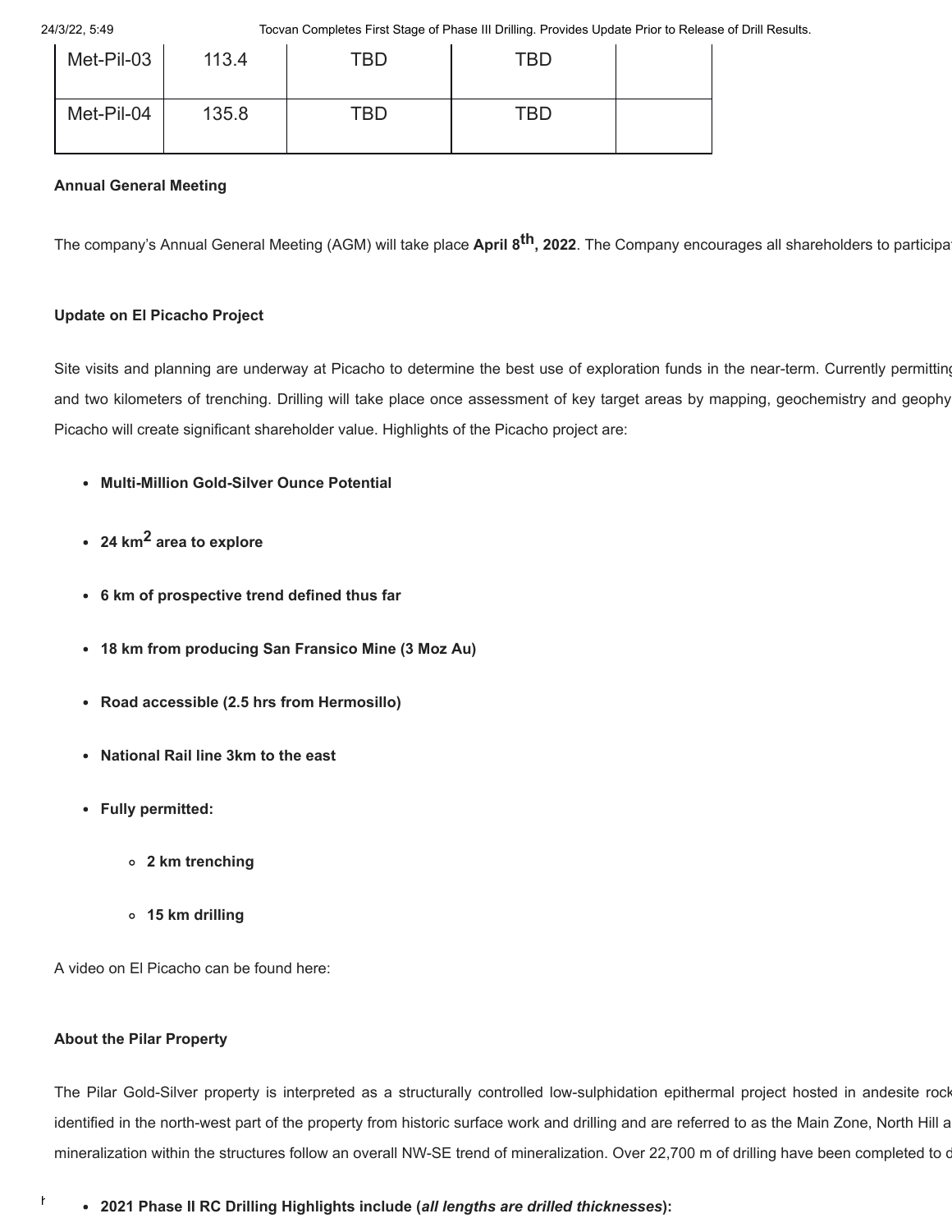| Met-Pil-03 | 113.4 | TBD | TBD | |
|---|---|---|---|---|
| Met-Pil-04 | 135.8 | TBD | TBD | |

**Annual General Meeting**

The company's Annual General Meeting (AGM) will take place **April 8th, 2022**. The Company encourages all shareholders to participa

**Update on El Picacho Project**

Site visits and planning are underway at Picacho to determine the best use of exploration funds in the near-term. Currently permitting and two kilometers of trenching. Drilling will take place once assessment of key target areas by mapping, geochemistry and geophy Picacho will create significant shareholder value. Highlights of the Picacho project are:

- **Multi-Million Gold-Silver Ounce Potential**
- **24 km$^2$ area to explore**
- **6 km of prospective trend defined thus far**
- **18 km from producing San Fransico Mine (3 Moz Au)**
- **Road accessible (2.5 hrs from Hermosillo)**
- **National Rail line 3km to the east**
- **Fully permitted:**
  - **2 km trenching**
  - **15 km drilling**

A video on El Picacho can be found here:

**About the Pilar Property**

The Pilar Gold-Silver property is interpreted as a structurally controlled low-sulphidation epithermal project hosted in andesite rock identified in the north-west part of the property from historic surface work and drilling and are referred to as the Main Zone, North Hill a mineralization within the structures follow an overall NW-SE trend of mineralization. Over 22,700 m of drilling have been completed to d

- **2021 Phase II RC Drilling Highlights include (*all lengths are drilled thicknesses*):**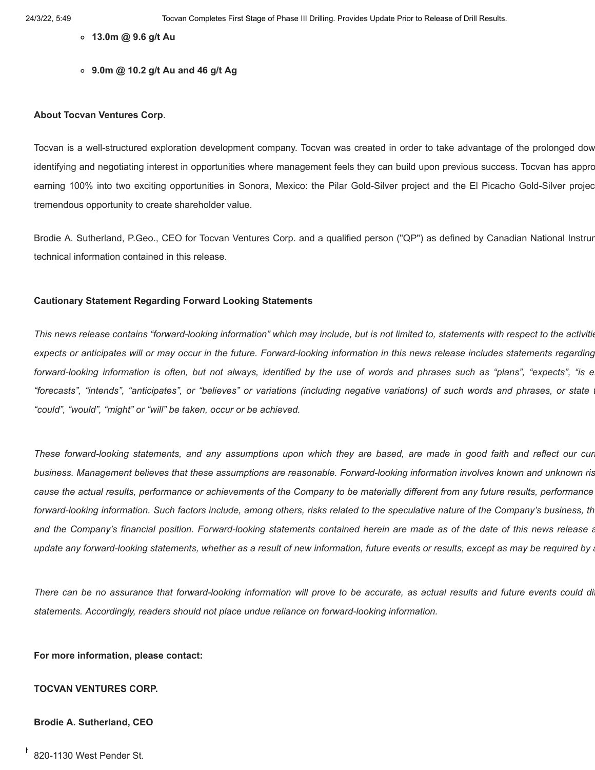- 13.0m @ 9.6 g/t Au
- 9.0m @ 10.2 g/t Au and 46 g/t Ag

**About Tocvan Ventures Corp**.

Tocvan is a well-structured exploration development company. Tocvan was created in order to take advantage of the prolonged dow identifying and negotiating interest in opportunities where management feels they can build upon previous success. Tocvan has appro earning 100% into two exciting opportunities in Sonora, Mexico: the Pilar Gold-Silver project and the El Picacho Gold-Silver projec tremendous opportunity to create shareholder value.

Brodie A. Sutherland, P.Geo., CEO for Tocvan Ventures Corp. and a qualified person ("QP") as defined by Canadian National Instrun technical information contained in this release.

**Cautionary Statement Regarding Forward Looking Statements**

*This news release contains "forward-looking information" which may include, but is not limited to, statements with respect to the activitie expects or anticipates will or may occur in the future. Forward-looking information in this news release includes statements regarding forward-looking information is often, but not always, identified by the use of words and phrases such as "plans", "expects", "is e "forecasts", "intends", "anticipates", or "believes" or variations (including negative variations) of such words and phrases, or state t "could", "would", "might" or "will" be taken, occur or be achieved.*

*These forward-looking statements, and any assumptions upon which they are based, are made in good faith and reflect our cur business. Management believes that these assumptions are reasonable. Forward-looking information involves known and unknown ris cause the actual results, performance or achievements of the Company to be materially different from any future results, performance forward-looking information. Such factors include, among others, risks related to the speculative nature of the Company's business, th and the Company's financial position. Forward-looking statements contained herein are made as of the date of this news release a update any forward-looking statements, whether as a result of new information, future events or results, except as may be required by a*

*There can be no assurance that forward-looking information will prove to be accurate, as actual results and future events could di statements. Accordingly, readers should not place undue reliance on forward-looking information.*

**For more information, please contact:**

**TOCVAN VENTURES CORP.**

**Brodie A. Sutherland, CEO**

820-1130 West Pender St.